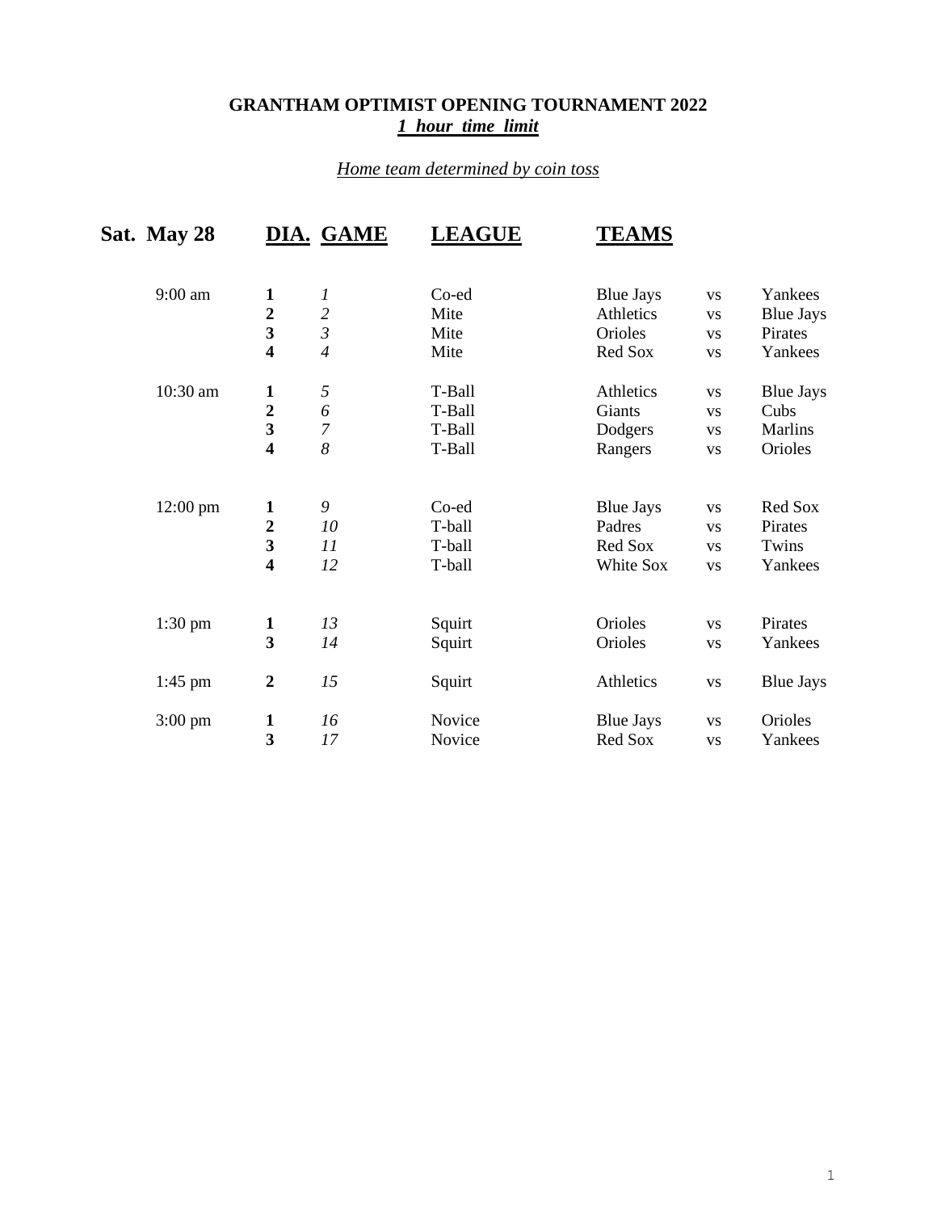**GRANTHAM OPTIMIST OPENING TOURNAMENT 2022**

***1 hour time limit***

*Home team determined by coin toss*

| **Sat. May 28** | **DIA.** | **GAME** | **LEAGUE** | **TEAMS** | | |
|---|---|---|---|---|---|---|
| 9:00 am | **1** | *1* | Co-ed | Blue Jays | vs | Yankees |
| | **2** | *2* | Mite | Athletics | vs | Blue Jays |
| | **3** | *3* | Mite | Orioles | vs | Pirates |
| | **4** | *4* | Mite | Red Sox | vs | Yankees |
| 10:30 am | **1** | *5* | T-Ball | Athletics | vs | Blue Jays |
| | **2** | *6* | T-Ball | Giants | vs | Cubs |
| | **3** | *7* | T-Ball | Dodgers | vs | Marlins |
| | **4** | *8* | T-Ball | Rangers | vs | Orioles |
| 12:00 pm | **1** | *9* | Co-ed | Blue Jays | vs | Red Sox |
| | **2** | *10* | T-ball | Padres | vs | Pirates |
| | **3** | *11* | T-ball | Red Sox | vs | Twins |
| | **4** | *12* | T-ball | White Sox | vs | Yankees |
| 1:30 pm | **1** | *13* | Squirt | Orioles | vs | Pirates |
| | **3** | *14* | Squirt | Orioles | vs | Yankees |
| 1:45 pm | **2** | *15* | Squirt | Athletics | vs | Blue Jays |
| 3:00 pm | **1** | *16* | Novice | Blue Jays | vs | Orioles |
| | **3** | *17* | Novice | Red Sox | vs | Yankees |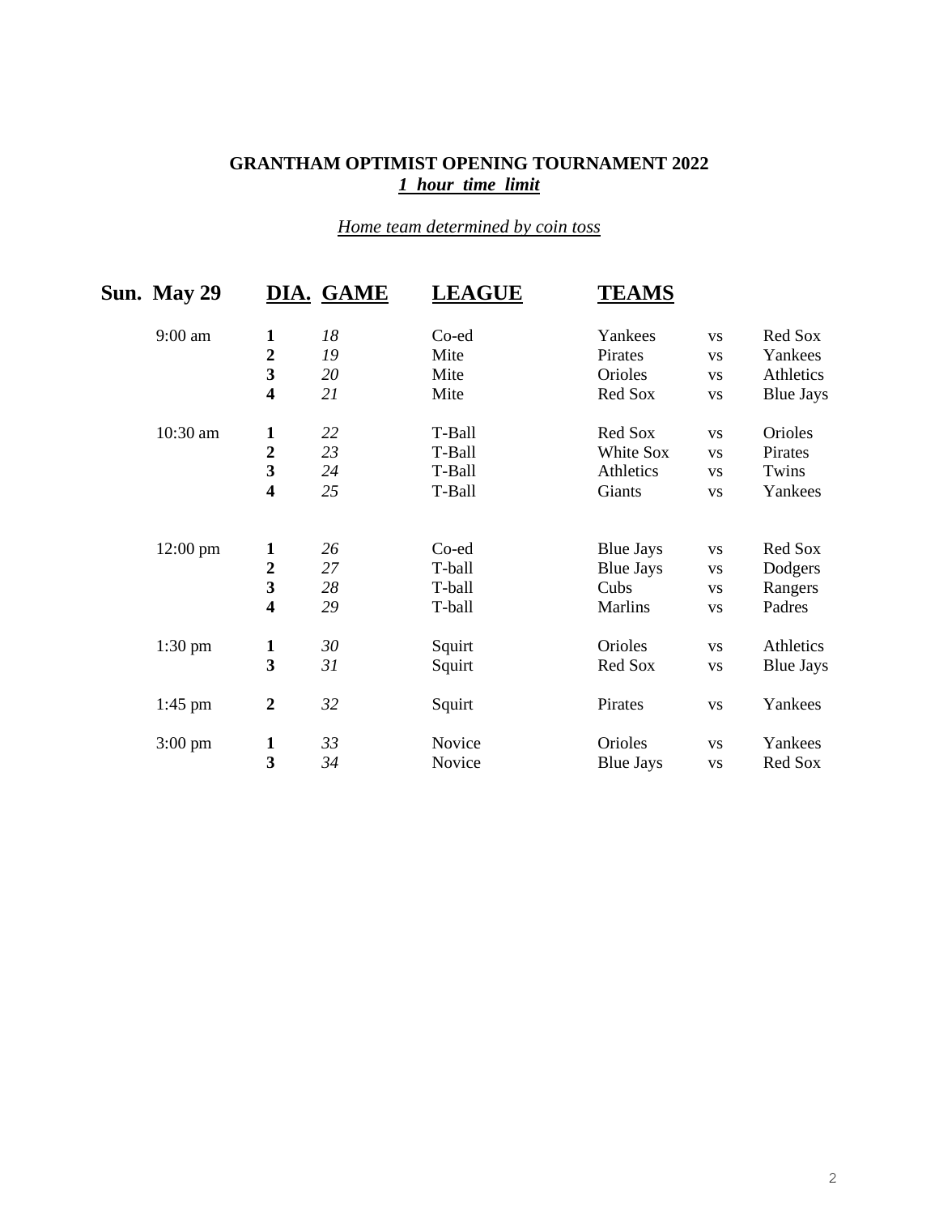**GRANTHAM OPTIMIST OPENING TOURNAMENT 2022**

***1 hour time limit***

*Home team determined by coin toss*

| **Sun. May 29** | **DIA.** | **GAME** | **LEAGUE** | **TEAMS** | | |
|---|---|---|---|---|---|---|
| 9:00 am | **1** | *18* | Co-ed | Yankees | vs | Red Sox |
| | **2** | *19* | Mite | Pirates | vs | Yankees |
| | **3** | *20* | Mite | Orioles | vs | Athletics |
| | **4** | *21* | Mite | Red Sox | vs | Blue Jays |
| 10:30 am | **1** | *22* | T-Ball | Red Sox | vs | Orioles |
| | **2** | *23* | T-Ball | White Sox | vs | Pirates |
| | **3** | *24* | T-Ball | Athletics | vs | Twins |
| | **4** | *25* | T-Ball | Giants | vs | Yankees |
| 12:00 pm | **1** | *26* | Co-ed | Blue Jays | vs | Red Sox |
| | **2** | *27* | T-ball | Blue Jays | vs | Dodgers |
| | **3** | *28* | T-ball | Cubs | vs | Rangers |
| | **4** | *29* | T-ball | Marlins | vs | Padres |
| 1:30 pm | **1** | *30* | Squirt | Orioles | vs | Athletics |
| | **3** | *31* | Squirt | Red Sox | vs | Blue Jays |
| 1:45 pm | **2** | *32* | Squirt | Pirates | vs | Yankees |
| 3:00 pm | **1** | *33* | Novice | Orioles | vs | Yankees |
| | **3** | *34* | Novice | Blue Jays | vs | Red Sox |